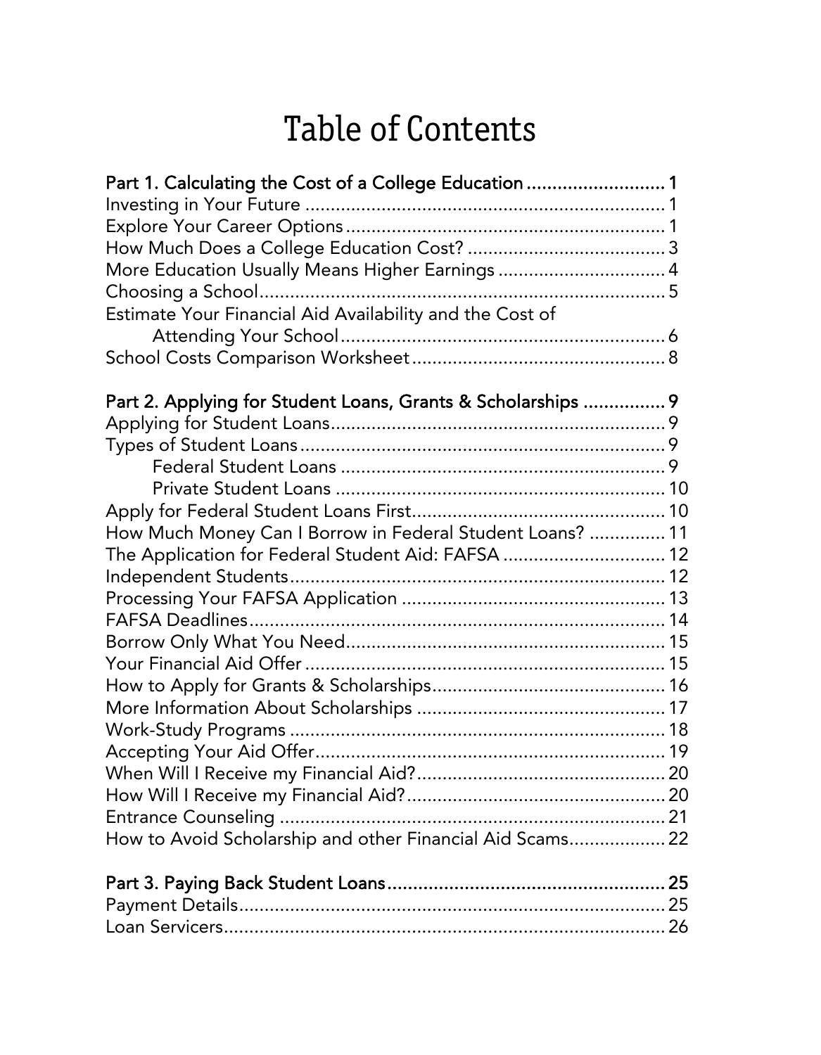# Table of Contents

**Part 1. Calculating the Cost of a College Education .......................... 1**

Investing in Your Future ...................................................................... 1
Explore Your Career Options ............................................................... 1
How Much Does a College Education Cost? ....................................... 3
More Education Usually Means Higher Earnings ................................. 4
Choosing a School ................................................................................ 5
Estimate Your Financial Aid Availability and the Cost of
Attending Your School ................................................................... 6
School Costs Comparison Worksheet .................................................. 8

**Part 2. Applying for Student Loans, Grants & Scholarships ................ 9**

Applying for Student Loans .................................................................. 9
Types of Student Loans ......................................................................... 9
Federal Student Loans ................................................................. 9
Private Student Loans ................................................................. 10
Apply for Federal Student Loans First ................................................. 10
How Much Money Can I Borrow in Federal Student Loans? .............. 11
The Application for Federal Student Aid: FAFSA ................................ 12
Independent Students .......................................................................... 12
Processing Your FAFSA Application .................................................... 13
FAFSA Deadlines .................................................................................. 14
Borrow Only What You Need ............................................................... 15
Your Financial Aid Offer ....................................................................... 15
How to Apply for Grants & Scholarships .............................................. 16
More Information About Scholarships ................................................. 17
Work-Study Programs .......................................................................... 18
Accepting Your Aid Offer ..................................................................... 19
When Will I Receive my Financial Aid? ................................................. 20
How Will I Receive my Financial Aid? ................................................... 20
Entrance Counseling ............................................................................ 21
How to Avoid Scholarship and other Financial Aid Scams ................... 22

**Part 3. Paying Back Student Loans ...................................................... 25**

Payment Details .................................................................................... 25
Loan Servicers ....................................................................................... 26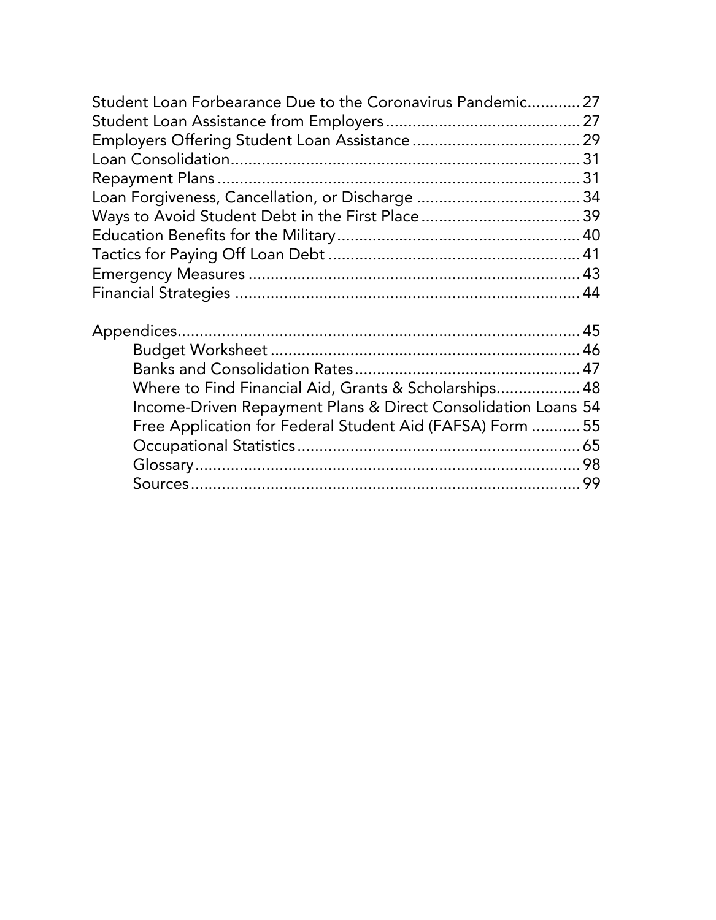Student Loan Forbearance Due to the Coronavirus Pandemic............ 27
Student Loan Assistance from Employers........................................... 27
Employers Offering Student Loan Assistance..................................... 29
Loan Consolidation.............................................................................. 31
Repayment Plans................................................................................. 31
Loan Forgiveness, Cancellation, or Discharge .................................... 34
Ways to Avoid Student Debt in the First Place................................... 39
Education Benefits for the Military...................................................... 40
Tactics for Paying Off Loan Debt ........................................................ 41
Emergency Measures .......................................................................... 43
Financial Strategies ............................................................................. 44

Appendices.......................................................................................... 45
- Budget Worksheet ..................................................................... 46
- Banks and Consolidation Rates.................................................. 47
- Where to Find Financial Aid, Grants & Scholarships.................. 48
- Income-Driven Repayment Plans & Direct Consolidation Loans 54
- Free Application for Federal Student Aid (FAFSA) Form ........... 55
- Occupational Statistics............................................................... 65
- Glossary...................................................................................... 98
- Sources....................................................................................... 99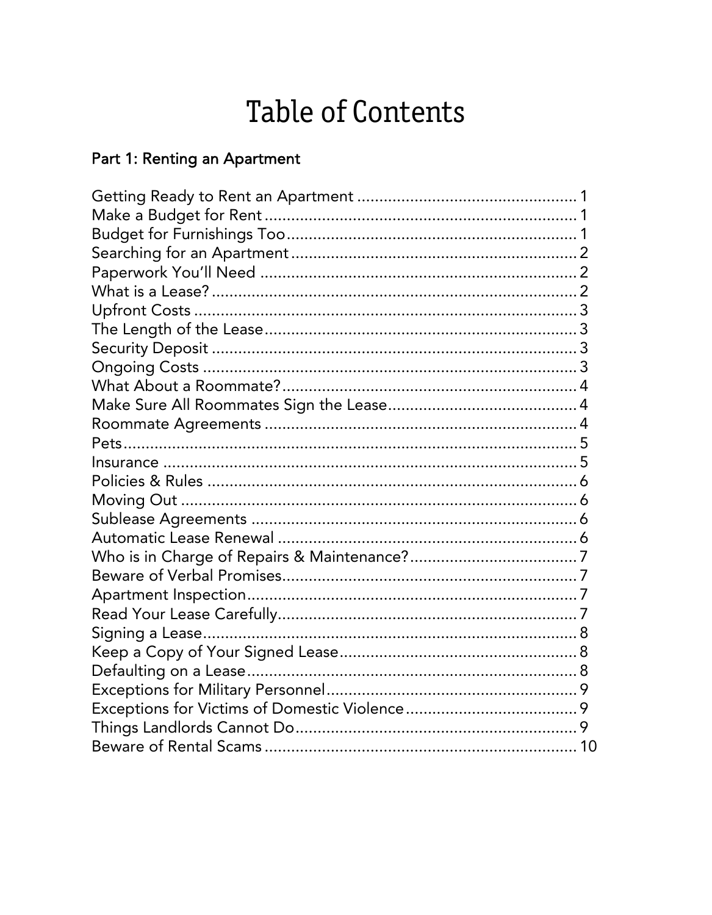# Table of Contents

## Part 1: Renting an Apartment

Getting Ready to Rent an Apartment ........................................................ 1
Make a Budget for Rent ........................................................................... 1
Budget for Furnishings Too ...................................................................... 1
Searching for an Apartment ..................................................................... 2
Paperwork You'll Need ............................................................................ 2
What is a Lease? ..................................................................................... 2
Upfront Costs .......................................................................................... 3
The Length of the Lease .......................................................................... 3
Security Deposit ...................................................................................... 3
Ongoing Costs ......................................................................................... 3
What About a Roommate? ....................................................................... 4
Make Sure All Roommates Sign the Lease ............................................... 4
Roommate Agreements ........................................................................... 4
Pets ......................................................................................................... 5
Insurance ................................................................................................ 5
Policies & Rules ...................................................................................... 6
Moving Out ............................................................................................. 6
Sublease Agreements .............................................................................. 6
Automatic Lease Renewal ........................................................................ 6
Who is in Charge of Repairs & Maintenance? .......................................... 7
Beware of Verbal Promises ...................................................................... 7
Apartment Inspection .............................................................................. 7
Read Your Lease Carefully ....................................................................... 7
Signing a Lease ....................................................................................... 8
Keep a Copy of Your Signed Lease .......................................................... 8
Defaulting on a Lease .............................................................................. 8
Exceptions for Military Personnel ............................................................ 9
Exceptions for Victims of Domestic Violence ........................................... 9
Things Landlords Cannot Do ................................................................... 9
Beware of Rental Scams ........................................................................ 10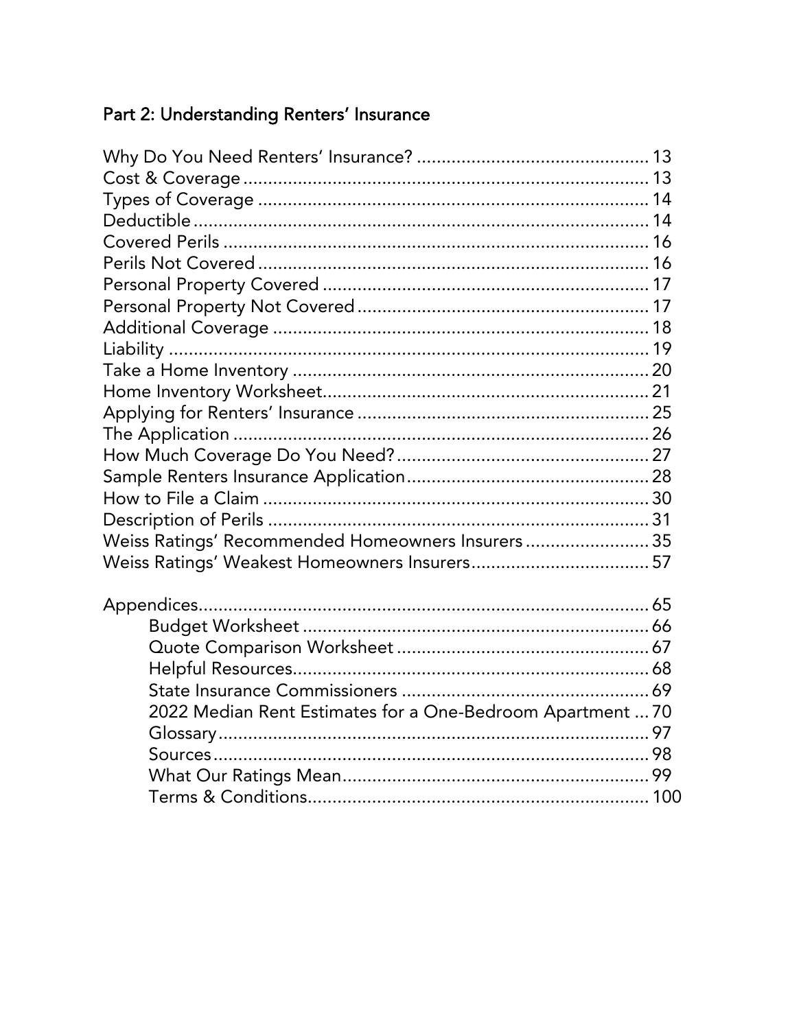## Part 2: Understanding Renters' Insurance

Why Do You Need Renters' Insurance? .............................................. 13
Cost & Coverage .................................................................................. 13
Types of Coverage ............................................................................... 14
Deductible ............................................................................................ 14
Covered Perils ...................................................................................... 16
Perils Not Covered ............................................................................... 16
Personal Property Covered .................................................................. 17
Personal Property Not Covered ........................................................... 17
Additional Coverage ............................................................................ 18
Liability ................................................................................................. 19
Take a Home Inventory ........................................................................ 20
Home Inventory Worksheet ................................................................. 21
Applying for Renters' Insurance ........................................................... 25
The Application .................................................................................... 26
How Much Coverage Do You Need? ................................................... 27
Sample Renters Insurance Application ................................................ 28
How to File a Claim .............................................................................. 30
Description of Perils ............................................................................. 31
Weiss Ratings' Recommended Homeowners Insurers ......................... 35
Weiss Ratings' Weakest Homeowners Insurers .................................... 57

Appendices ........................................................................................... 65
- Budget Worksheet ...................................................................... 66
- Quote Comparison Worksheet .................................................... 67
- Helpful Resources ........................................................................ 68
- State Insurance Commissioners .................................................. 69
- 2022 Median Rent Estimates for a One-Bedroom Apartment ... 70
- Glossary ....................................................................................... 97
- Sources ........................................................................................ 98
- What Our Ratings Mean ............................................................... 99
- Terms & Conditions .................................................................... 100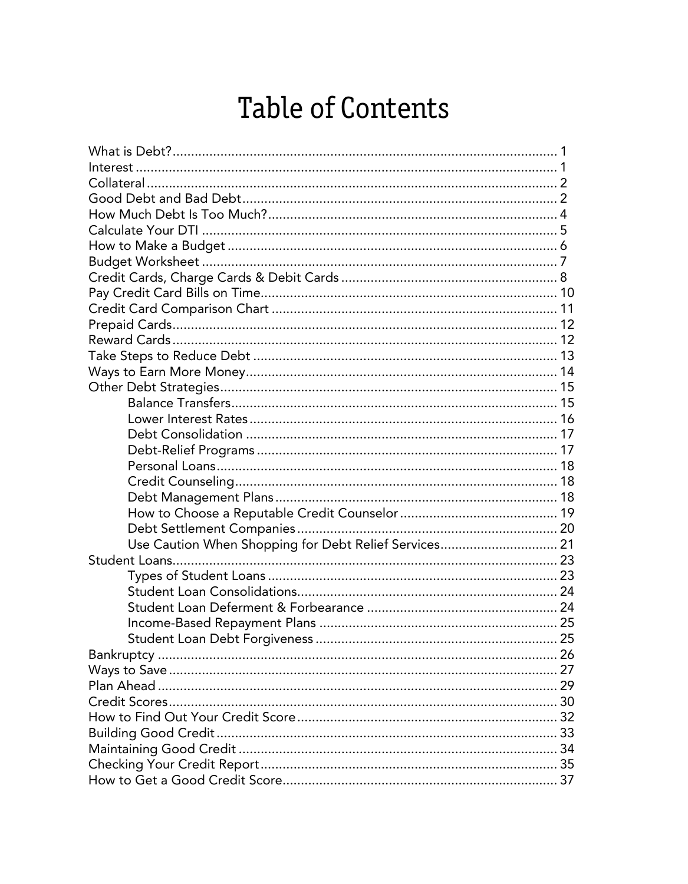# Table of Contents

- What is Debt? ..... 1
- Interest ..... 1
- Collateral ..... 2
- Good Debt and Bad Debt ..... 2
- How Much Debt Is Too Much? ..... 4
- Calculate Your DTI ..... 5
- How to Make a Budget ..... 6
- Budget Worksheet ..... 7
- Credit Cards, Charge Cards & Debit Cards ..... 8
- Pay Credit Card Bills on Time ..... 10
- Credit Card Comparison Chart ..... 11
- Prepaid Cards ..... 12
- Reward Cards ..... 12
- Take Steps to Reduce Debt ..... 13
- Ways to Earn More Money ..... 14
- Other Debt Strategies ..... 15
    - Balance Transfers ..... 15
    - Lower Interest Rates ..... 16
    - Debt Consolidation ..... 17
    - Debt-Relief Programs ..... 17
    - Personal Loans ..... 18
    - Credit Counseling ..... 18
    - Debt Management Plans ..... 18
    - How to Choose a Reputable Credit Counselor ..... 19
    - Debt Settlement Companies ..... 20
    - Use Caution When Shopping for Debt Relief Services ..... 21
- Student Loans ..... 23
    - Types of Student Loans ..... 23
    - Student Loan Consolidations ..... 24
    - Student Loan Deferment & Forbearance ..... 24
    - Income-Based Repayment Plans ..... 25
    - Student Loan Debt Forgiveness ..... 25
- Bankruptcy ..... 26
- Ways to Save ..... 27
- Plan Ahead ..... 29
- Credit Scores ..... 30
- How to Find Out Your Credit Score ..... 32
- Building Good Credit ..... 33
- Maintaining Good Credit ..... 34
- Checking Your Credit Report ..... 35
- How to Get a Good Credit Score ..... 37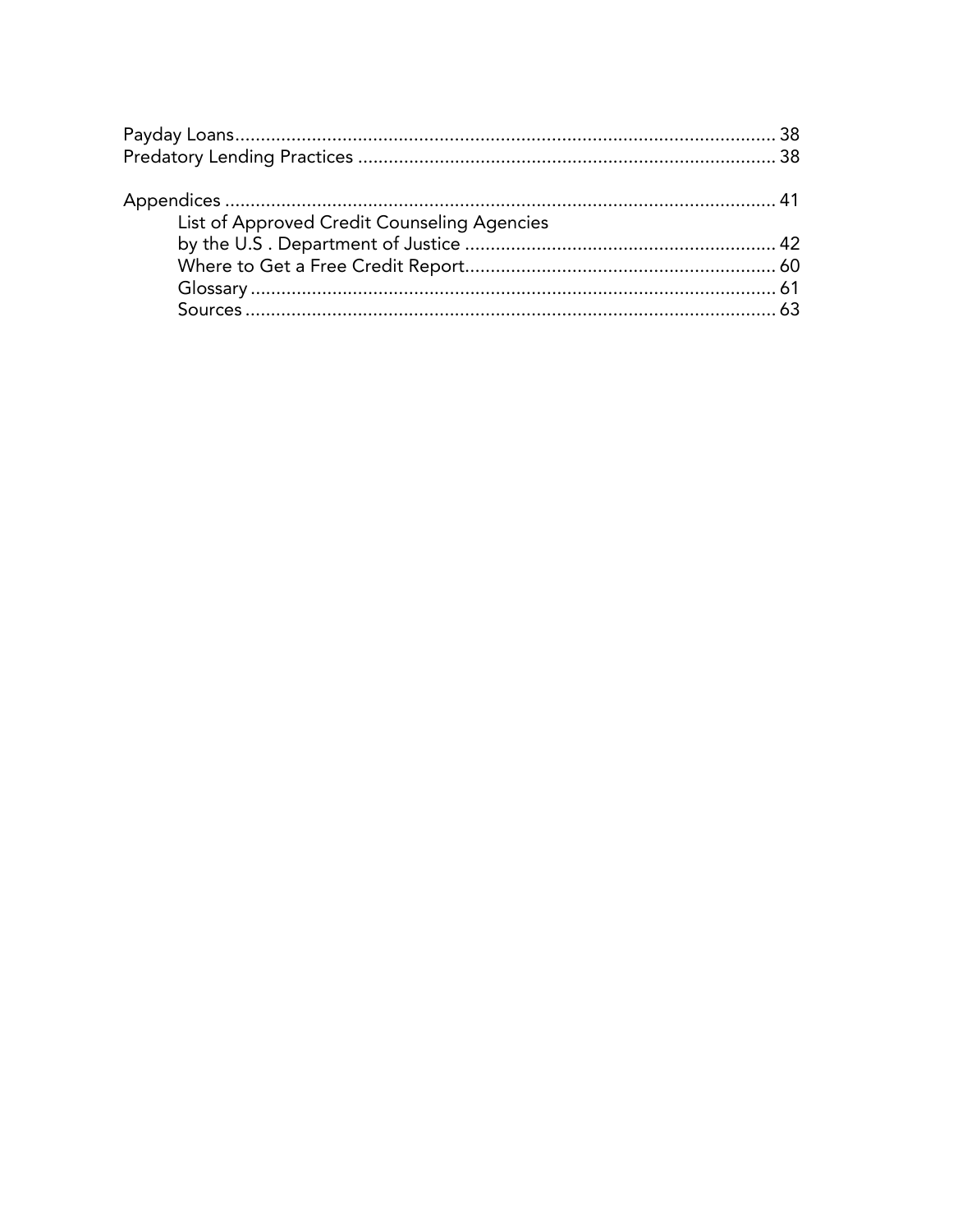Payday Loans ........................................................................................................ 38
Predatory Lending Practices ................................................................................ 38

Appendices ............................................................................................................ 41
- List of Approved Credit Counseling Agencies by the U.S . Department of Justice ............................................................ 42
- Where to Get a Free Credit Report............................................................ 60
- Glossary ...................................................................................................... 61
- Sources ....................................................................................................... 63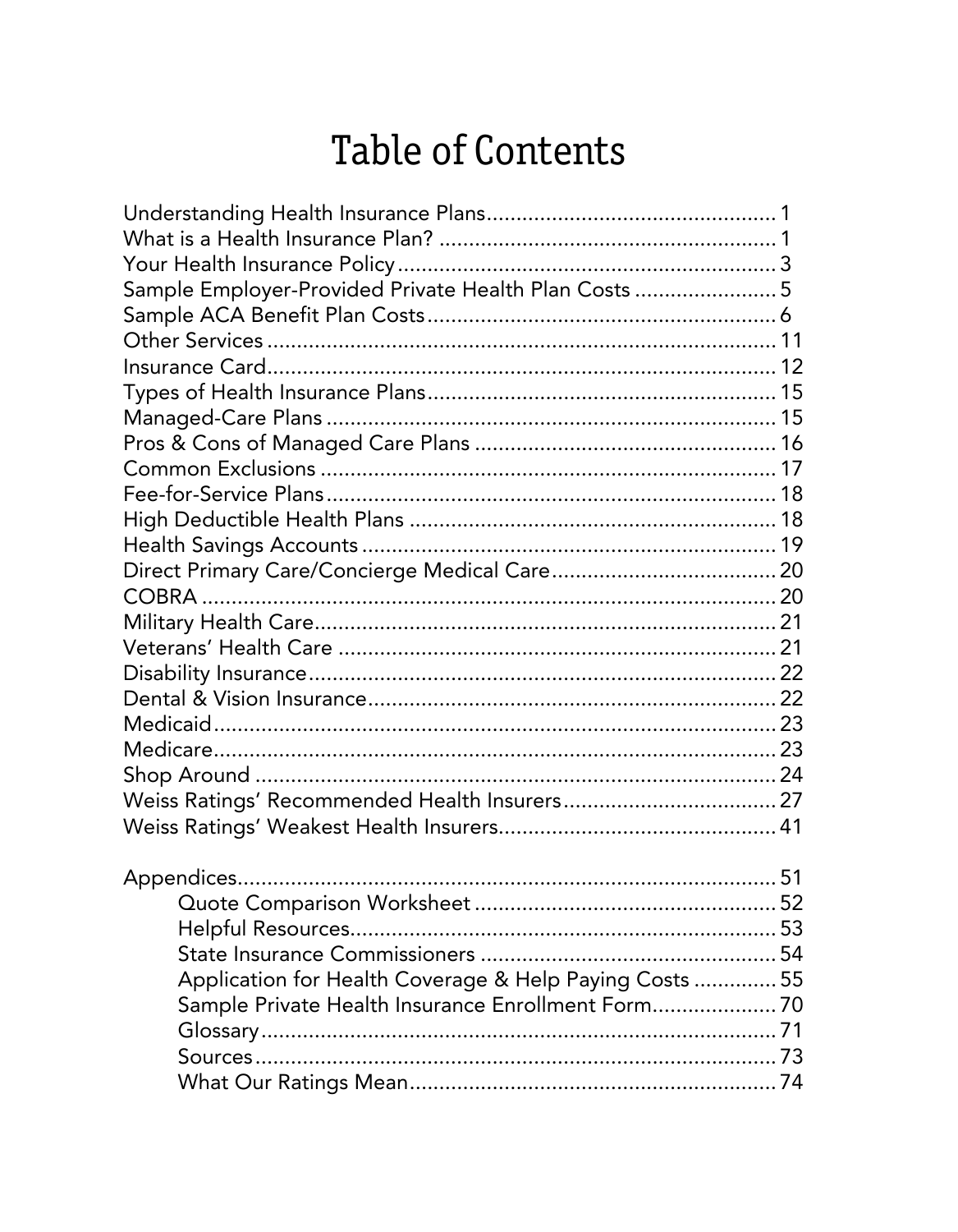# Table of Contents

| | |
|---|---|
| Understanding Health Insurance Plans | 1 |
| What is a Health Insurance Plan? | 1 |
| Your Health Insurance Policy | 3 |
| Sample Employer-Provided Private Health Plan Costs | 5 |
| Sample ACA Benefit Plan Costs | 6 |
| Other Services | 11 |
| Insurance Card | 12 |
| Types of Health Insurance Plans | 15 |
| Managed-Care Plans | 15 |
| Pros & Cons of Managed Care Plans | 16 |
| Common Exclusions | 17 |
| Fee-for-Service Plans | 18 |
| High Deductible Health Plans | 18 |
| Health Savings Accounts | 19 |
| Direct Primary Care/Concierge Medical Care | 20 |
| COBRA | 20 |
| Military Health Care | 21 |
| Veterans' Health Care | 21 |
| Disability Insurance | 22 |
| Dental & Vision Insurance | 22 |
| Medicaid | 23 |
| Medicare | 23 |
| Shop Around | 24 |
| Weiss Ratings' Recommended Health Insurers | 27 |
| Weiss Ratings' Weakest Health Insurers | 41 |
| | |
| Appendices | 51 |
| Quote Comparison Worksheet | 52 |
| Helpful Resources | 53 |
| State Insurance Commissioners | 54 |
| Application for Health Coverage & Help Paying Costs | 55 |
| Sample Private Health Insurance Enrollment Form | 70 |
| Glossary | 71 |
| Sources | 73 |
| What Our Ratings Mean | 74 |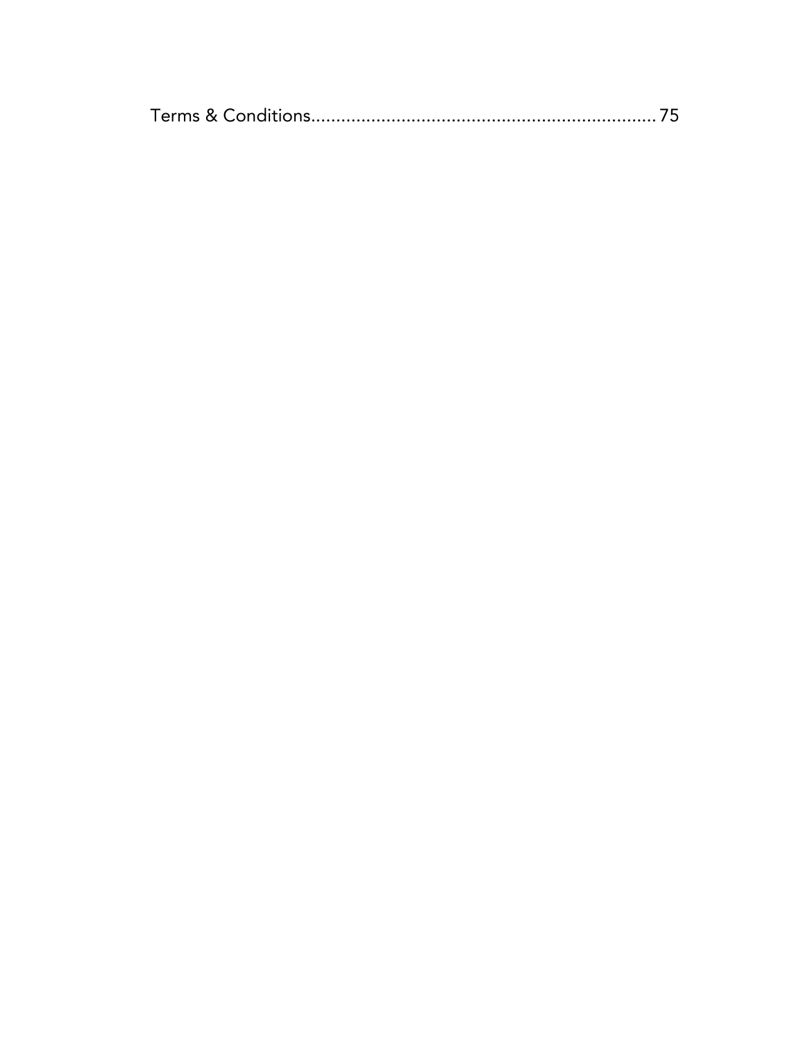Terms & Conditions........................................................................ 75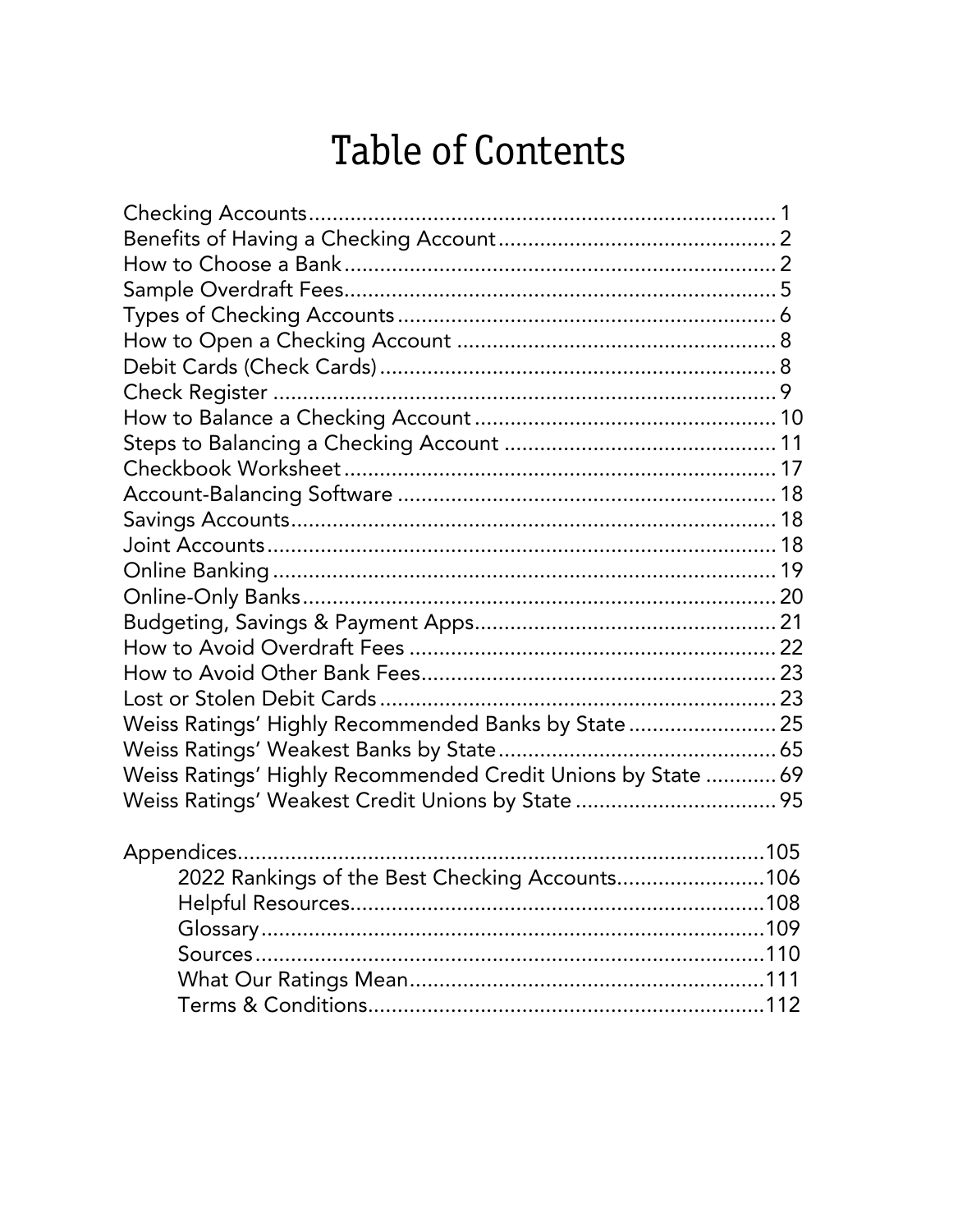# Table of Contents

| Section | Page |
|---|---|
| Checking Accounts | 1 |
| Benefits of Having a Checking Account | 2 |
| How to Choose a Bank | 2 |
| Sample Overdraft Fees | 5 |
| Types of Checking Accounts | 6 |
| How to Open a Checking Account | 8 |
| Debit Cards (Check Cards) | 8 |
| Check Register | 9 |
| How to Balance a Checking Account | 10 |
| Steps to Balancing a Checking Account | 11 |
| Checkbook Worksheet | 17 |
| Account-Balancing Software | 18 |
| Savings Accounts | 18 |
| Joint Accounts | 18 |
| Online Banking | 19 |
| Online-Only Banks | 20 |
| Budgeting, Savings & Payment Apps | 21 |
| How to Avoid Overdraft Fees | 22 |
| How to Avoid Other Bank Fees | 23 |
| Lost or Stolen Debit Cards | 23 |
| Weiss Ratings' Highly Recommended Banks by State | 25 |
| Weiss Ratings' Weakest Banks by State | 65 |
| Weiss Ratings' Highly Recommended Credit Unions by State | 69 |
| Weiss Ratings' Weakest Credit Unions by State | 95 |
| Appendices | 105 |
| 2022 Rankings of the Best Checking Accounts | 106 |
| Helpful Resources | 108 |
| Glossary | 109 |
| Sources | 110 |
| What Our Ratings Mean | 111 |
| Terms & Conditions | 112 |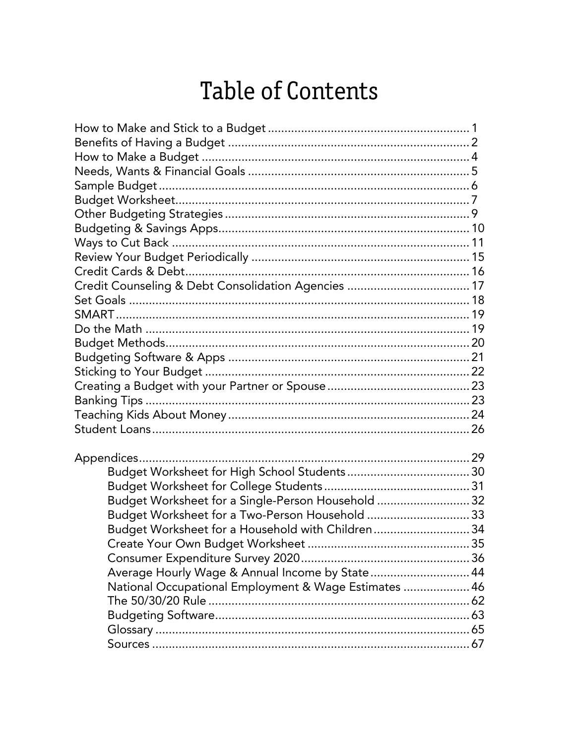# Table of Contents

How to Make and Stick to a Budget ........................................................ 1
Benefits of Having a Budget ................................................................... 2
How to Make a Budget ........................................................................... 4
Needs, Wants & Financial Goals ............................................................. 5
Sample Budget ........................................................................................ 6
Budget Worksheet ................................................................................... 7
Other Budgeting Strategies ..................................................................... 9
Budgeting & Savings Apps ..................................................................... 10
Ways to Cut Back .................................................................................... 11
Review Your Budget Periodically ........................................................... 15
Credit Cards & Debt ................................................................................ 16
Credit Counseling & Debt Consolidation Agencies ................................ 17
Set Goals ................................................................................................. 18
SMART .................................................................................................... 19
Do the Math ............................................................................................ 19
Budget Methods ...................................................................................... 20
Budgeting Software & Apps ................................................................... 21
Sticking to Your Budget .......................................................................... 22
Creating a Budget with your Partner or Spouse ..................................... 23
Banking Tips ............................................................................................ 23
Teaching Kids About Money ................................................................... 24
Student Loans .......................................................................................... 26

Appendices .............................................................................................. 29
- Budget Worksheet for High School Students ..................................... 30
- Budget Worksheet for College Students ........................................... 31
- Budget Worksheet for a Single-Person Household ........................... 32
- Budget Worksheet for a Two-Person Household ............................... 33
- Budget Worksheet for a Household with Children ............................ 34
- Create Your Own Budget Worksheet ................................................. 35
- Consumer Expenditure Survey 2020 .................................................. 36
- Average Hourly Wage & Annual Income by State ............................. 44
- National Occupational Employment & Wage Estimates .................... 46
- The 50/30/20 Rule .............................................................................. 62
- Budgeting Software ............................................................................ 63
- Glossary .............................................................................................. 65
- Sources ............................................................................................... 67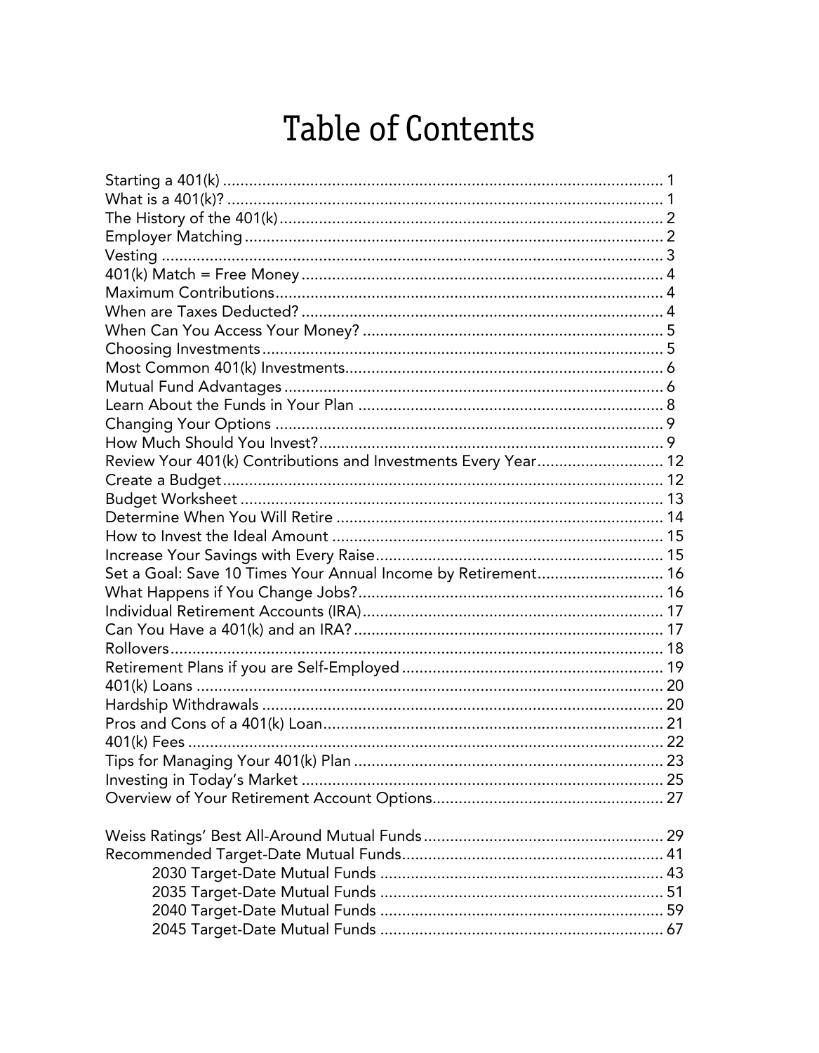# Table of Contents

Starting a 401(k) .................................................................................................... 1
What is a 401(k)? .................................................................................................... 1
The History of the 401(k) ........................................................................................ 2
Employer Matching ............................................................................................... 2
Vesting ................................................................................................................. 3
401(k) Match = Free Money .................................................................................. 4
Maximum Contributions ........................................................................................ 4
When are Taxes Deducted? ................................................................................... 4
When Can You Access Your Money? ..................................................................... 5
Choosing Investments ........................................................................................... 5
Most Common 401(k) Investments ......................................................................... 6
Mutual Fund Advantages ...................................................................................... 6
Learn About the Funds in Your Plan ..................................................................... 8
Changing Your Options ......................................................................................... 9
How Much Should You Invest? .............................................................................. 9
Review Your 401(k) Contributions and Investments Every Year ............................. 12
Create a Budget .................................................................................................... 12
Budget Worksheet ................................................................................................ 13
Determine When You Will Retire .......................................................................... 14
How to Invest the Ideal Amount ........................................................................... 15
Increase Your Savings with Every Raise ................................................................. 15
Set a Goal: Save 10 Times Your Annual Income by Retirement ............................. 16
What Happens if You Change Jobs? ..................................................................... 16
Individual Retirement Accounts (IRA) .................................................................... 17
Can You Have a 401(k) and an IRA? ...................................................................... 17
Rollovers ............................................................................................................... 18
Retirement Plans if you are Self-Employed ............................................................ 19
401(k) Loans .......................................................................................................... 20
Hardship Withdrawals ........................................................................................... 20
Pros and Cons of a 401(k) Loan ............................................................................. 21
401(k) Fees ........................................................................................................... 22
Tips for Managing Your 401(k) Plan ...................................................................... 23
Investing in Today's Market .................................................................................. 25
Overview of Your Retirement Account Options ..................................................... 27

Weiss Ratings' Best All-Around Mutual Funds ....................................................... 29
Recommended Target-Date Mutual Funds ............................................................ 41
- 2030 Target-Date Mutual Funds ................................................................. 43
- 2035 Target-Date Mutual Funds ................................................................. 51
- 2040 Target-Date Mutual Funds ................................................................. 59
- 2045 Target-Date Mutual Funds ................................................................. 67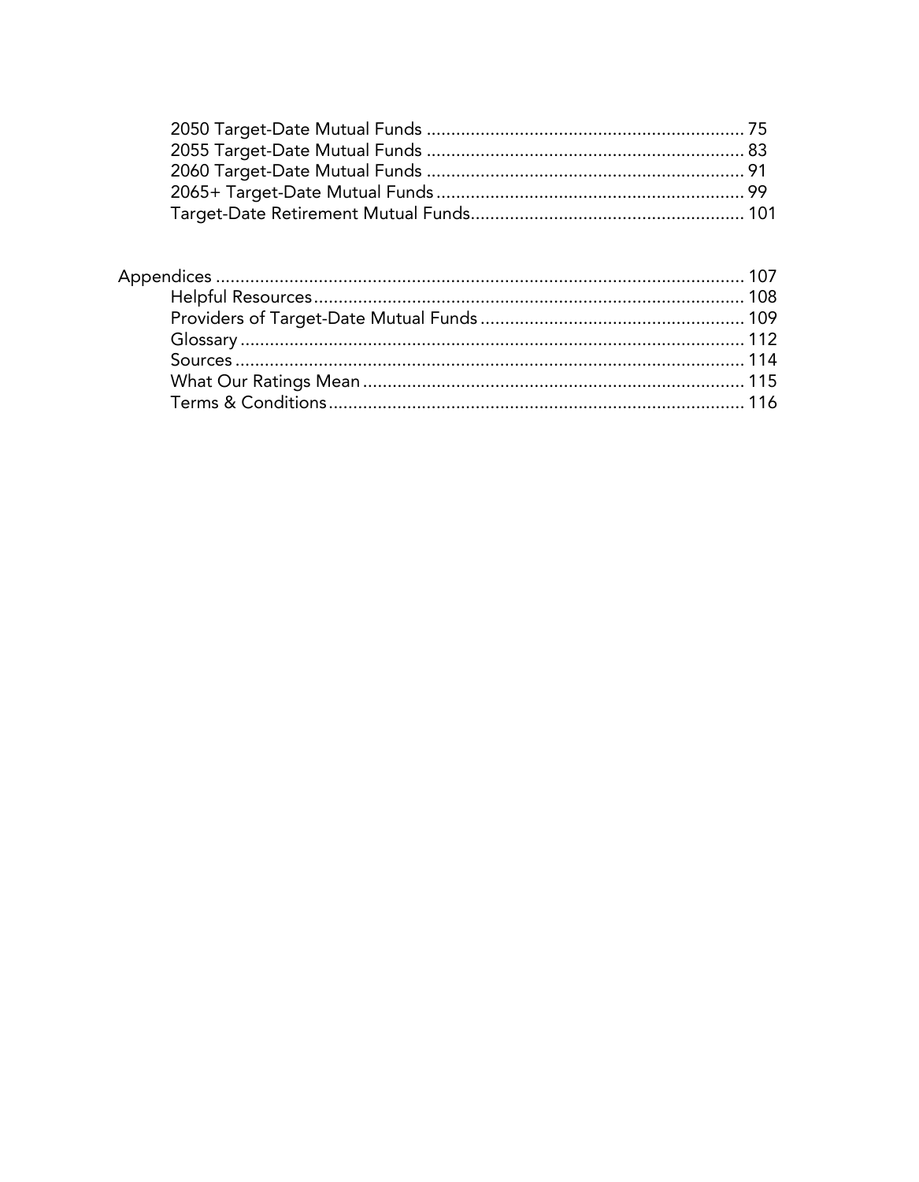2050 Target-Date Mutual Funds .................................................................. 75
2055 Target-Date Mutual Funds .................................................................. 83
2060 Target-Date Mutual Funds .................................................................. 91
2065+ Target-Date Mutual Funds ................................................................ 99
Target-Date Retirement Mutual Funds......................................................... 101

Appendices ........................................................................................................... 107
Helpful Resources....................................................................................... 108
Providers of Target-Date Mutual Funds ...................................................... 109
Glossary ....................................................................................................... 112
Sources ........................................................................................................ 114
What Our Ratings Mean .............................................................................. 115
Terms & Conditions..................................................................................... 116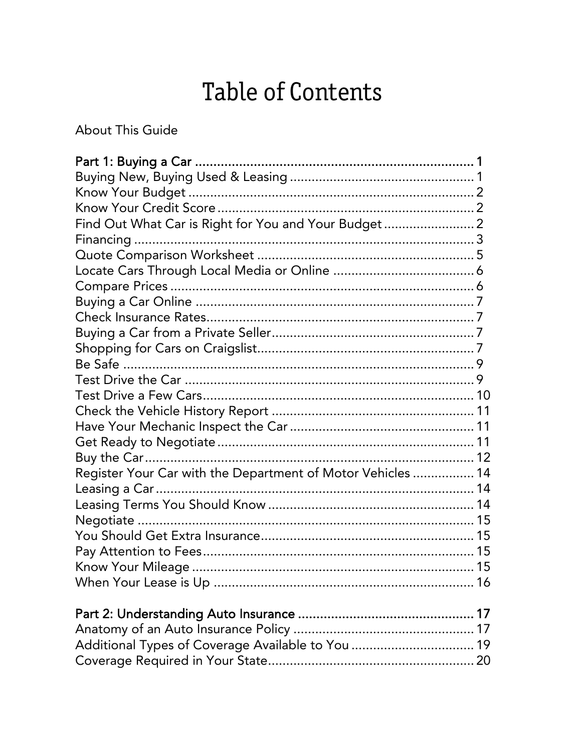# Table of Contents

About This Guide

**Part 1: Buying a Car ........................................................................ 1**
Buying New, Buying Used & Leasing .................................................. 1
Know Your Budget .............................................................................. 2
Know Your Credit Score ...................................................................... 2
Find Out What Car is Right for You and Your Budget ......................... 2
Financing ............................................................................................ 3
Quote Comparison Worksheet ........................................................... 5
Locate Cars Through Local Media or Online ....................................... 6
Compare Prices .................................................................................. 6
Buying a Car Online ........................................................................... 7
Check Insurance Rates........................................................................ 7
Buying a Car from a Private Seller....................................................... 7
Shopping for Cars on Craigslist........................................................... 7
Be Safe ............................................................................................... 9
Test Drive the Car .............................................................................. 9
Test Drive a Few Cars......................................................................... 10
Check the Vehicle History Report ...................................................... 11
Have Your Mechanic Inspect the Car .................................................. 11
Get Ready to Negotiate ...................................................................... 11
Buy the Car......................................................................................... 12
Register Your Car with the Department of Motor Vehicles ................ 14
Leasing a Car ...................................................................................... 14
Leasing Terms You Should Know ........................................................ 14
Negotiate ........................................................................................... 15
You Should Get Extra Insurance.......................................................... 15
Pay Attention to Fees.......................................................................... 15
Know Your Mileage ............................................................................ 15
When Your Lease is Up ...................................................................... 16

**Part 2: Understanding Auto Insurance ............................................... 17**
Anatomy of an Auto Insurance Policy ................................................. 17
Additional Types of Coverage Available to You .................................. 19
Coverage Required in Your State........................................................ 20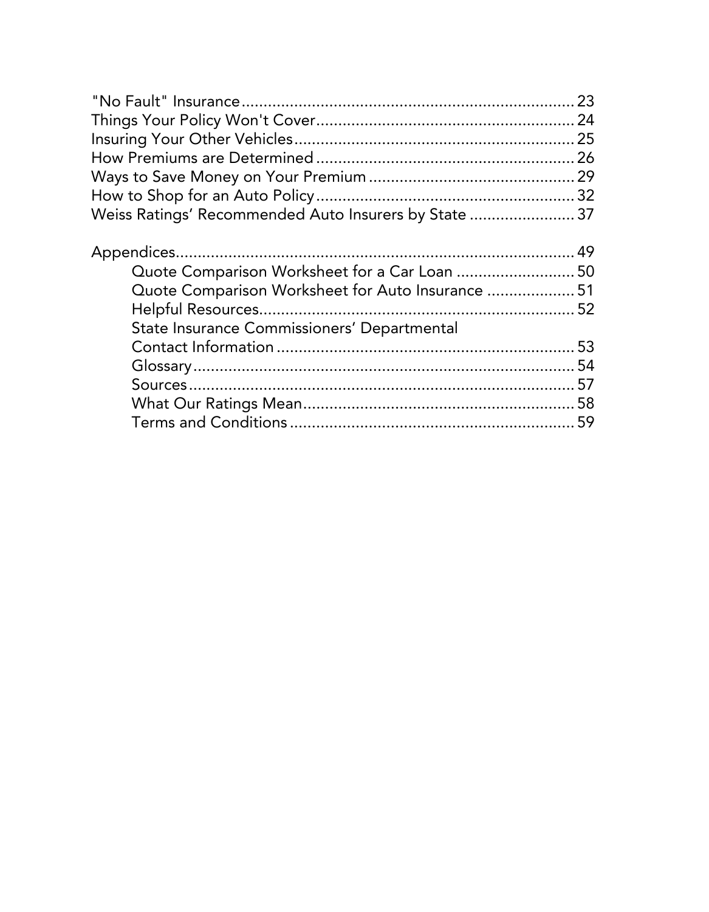"No Fault" Insurance........................................................................ 23
Things Your Policy Won't Cover........................................................ 24
Insuring Your Other Vehicles............................................................ 25
How Premiums are Determined........................................................ 26
Ways to Save Money on Your Premium............................................ 29
How to Shop for an Auto Policy........................................................ 32
Weiss Ratings' Recommended Auto Insurers by State ...................... 37

Appendices...................................................................................... 49
- Quote Comparison Worksheet for a Car Loan .......................... 50
- Quote Comparison Worksheet for Auto Insurance .................... 51
- Helpful Resources..................................................................... 52
- State Insurance Commissioners' Departmental Contact Information ................................................................. 53
- Glossary.................................................................................... 54
- Sources..................................................................................... 57
- What Our Ratings Mean........................................................... 58
- Terms and Conditions.............................................................. 59